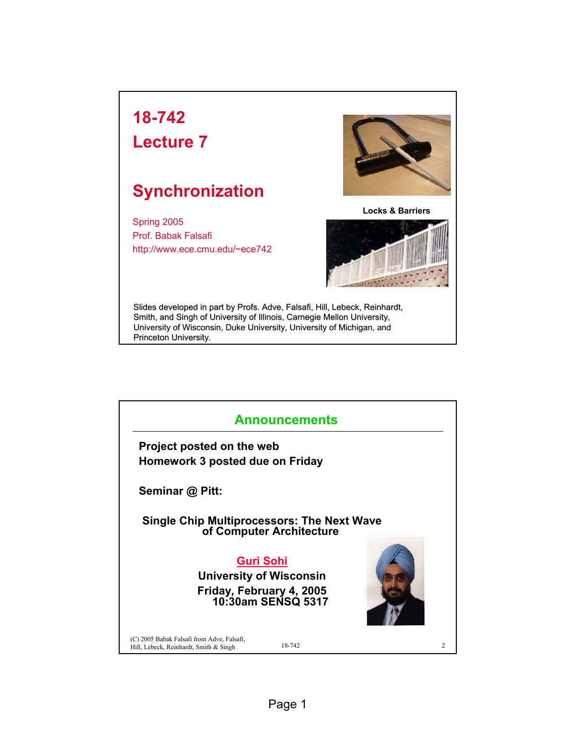# 18-742
# Lecture 7

## Synchronization

Spring 2005
Prof. Babak Falsafi
http://www.ece.cmu.edu/~ece742

**Locks & Barriers**

Slides developed in part by Profs. Adve, Falsafi, Hill, Lebeck, Reinhardt, Smith, and Singh of University of Illinois, Carnegie Mellon University, University of Wisconsin, Duke University, University of Michigan, and Princeton University.

## Announcements

**Project posted on the web**
**Homework 3 posted due on Friday**

**Seminar @ Pitt:**

**Single Chip Multiprocessors: The Next Wave of Computer Architecture**

**Guri Sohi**
**University of Wisconsin**
**Friday, February 4, 2005**
**10:30am SENSQ 5317**

(C) 2005 Babak Falsafi from Adve, Falsafi, Hill, Lebeck, Reinhardt, Smith & Singh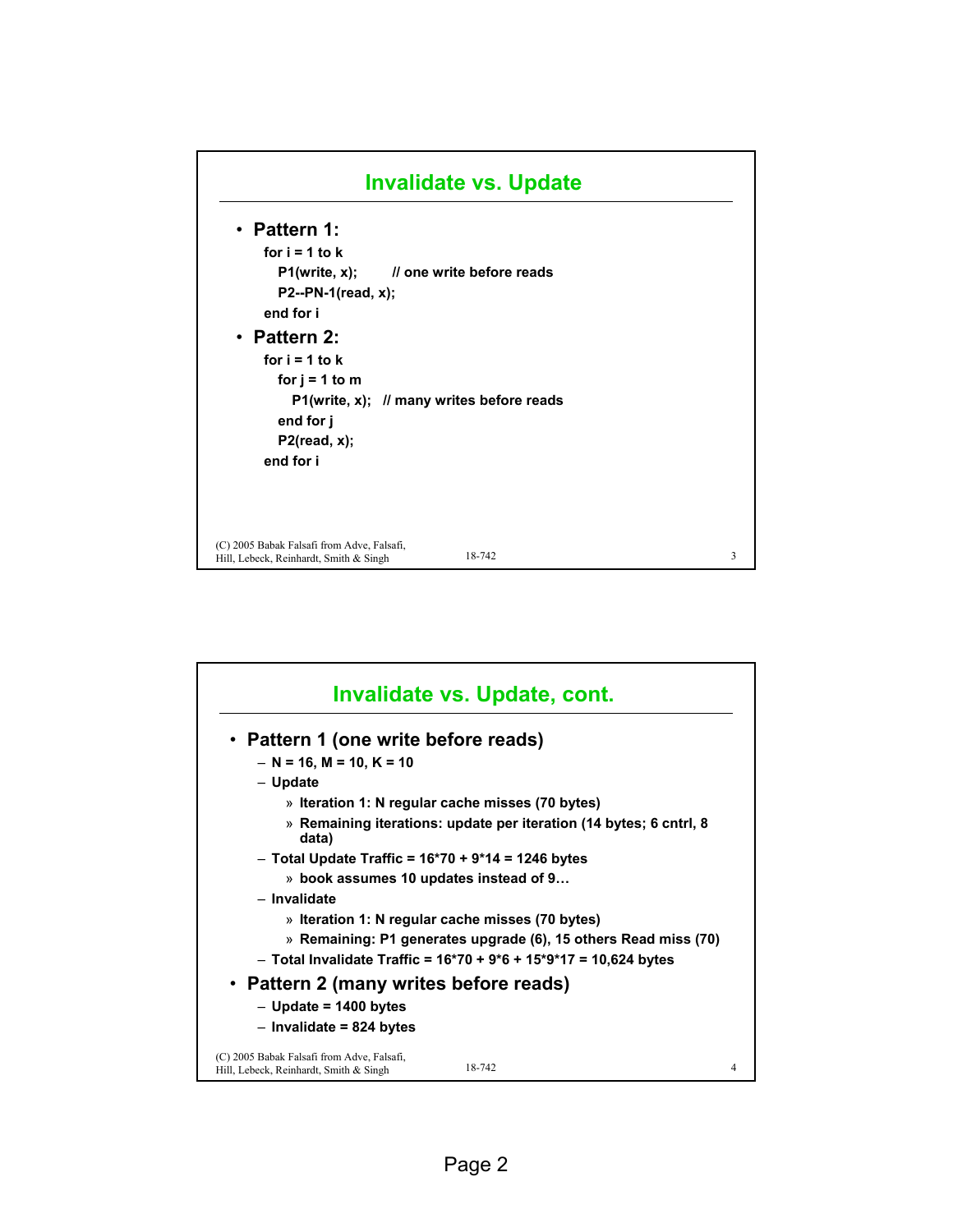## Invalidate vs. Update

- **Pattern 1:**

```
for i = 1 to k
   P1(write, x);      // one write before reads
   P2--PN-1(read, x);
end for i
```

- **Pattern 2:**

```
for i = 1 to k
   for j = 1 to m
      P1(write, x);   // many writes before reads
   end for j
   P2(read, x);
end for i
```

## Invalidate vs. Update, cont.

- **Pattern 1 (one write before reads)**
  - N = 16, M = 10, K = 10
  - Update
    - » Iteration 1: N regular cache misses (70 bytes)
    - » Remaining iterations: update per iteration (14 bytes; 6 cntrl, 8 data)
  - Total Update Traffic = 16\*70 + 9\*14 = 1246 bytes
    - » book assumes 10 updates instead of 9…
  - Invalidate
    - » Iteration 1: N regular cache misses (70 bytes)
    - » Remaining: P1 generates upgrade (6), 15 others Read miss (70)
  - Total Invalidate Traffic = 16\*70 + 9\*6 + 15\*9\*17 = 10,624 bytes
- **Pattern 2 (many writes before reads)**
  - Update = 1400 bytes
  - Invalidate = 824 bytes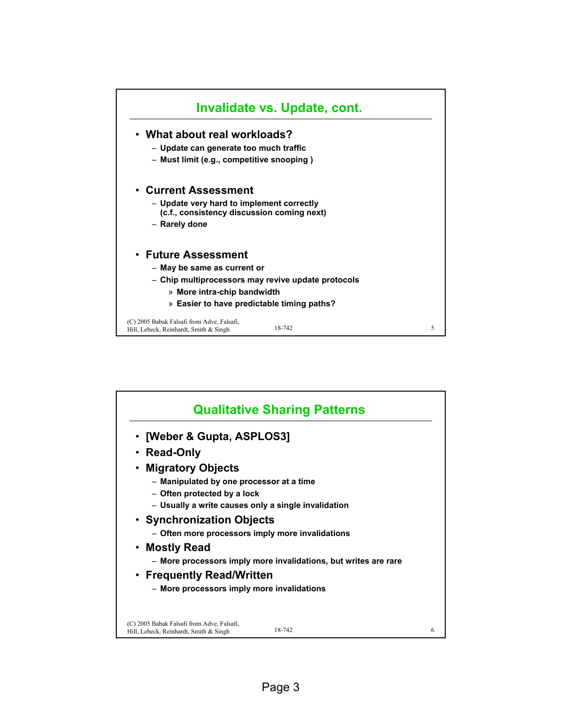## Invalidate vs. Update, cont.

- **What about real workloads?**
  - Update can generate too much traffic
  - Must limit (e.g., competitive snooping )
- **Current Assessment**
  - Update very hard to implement correctly (c.f., consistency discussion coming next)
  - Rarely done
- **Future Assessment**
  - May be same as current or
  - Chip multiprocessors may revive update protocols
    - More intra-chip bandwidth
    - Easier to have predictable timing paths?

(C) 2005 Babak Falsafi from Adve, Falsafi, Hill, Lebeck, Reinhardt, Smith & Singh — 18-742 — 5

## Qualitative Sharing Patterns

- **[Weber & Gupta, ASPLOS3]**
- **Read-Only**
- **Migratory Objects**
  - Manipulated by one processor at a time
  - Often protected by a lock
  - Usually a write causes only a single invalidation
- **Synchronization Objects**
  - Often more processors imply more invalidations
- **Mostly Read**
  - More processors imply more invalidations, but writes are rare
- **Frequently Read/Written**
  - More processors imply more invalidations

(C) 2005 Babak Falsafi from Adve, Falsafi, Hill, Lebeck, Reinhardt, Smith & Singh — 18-742 — 6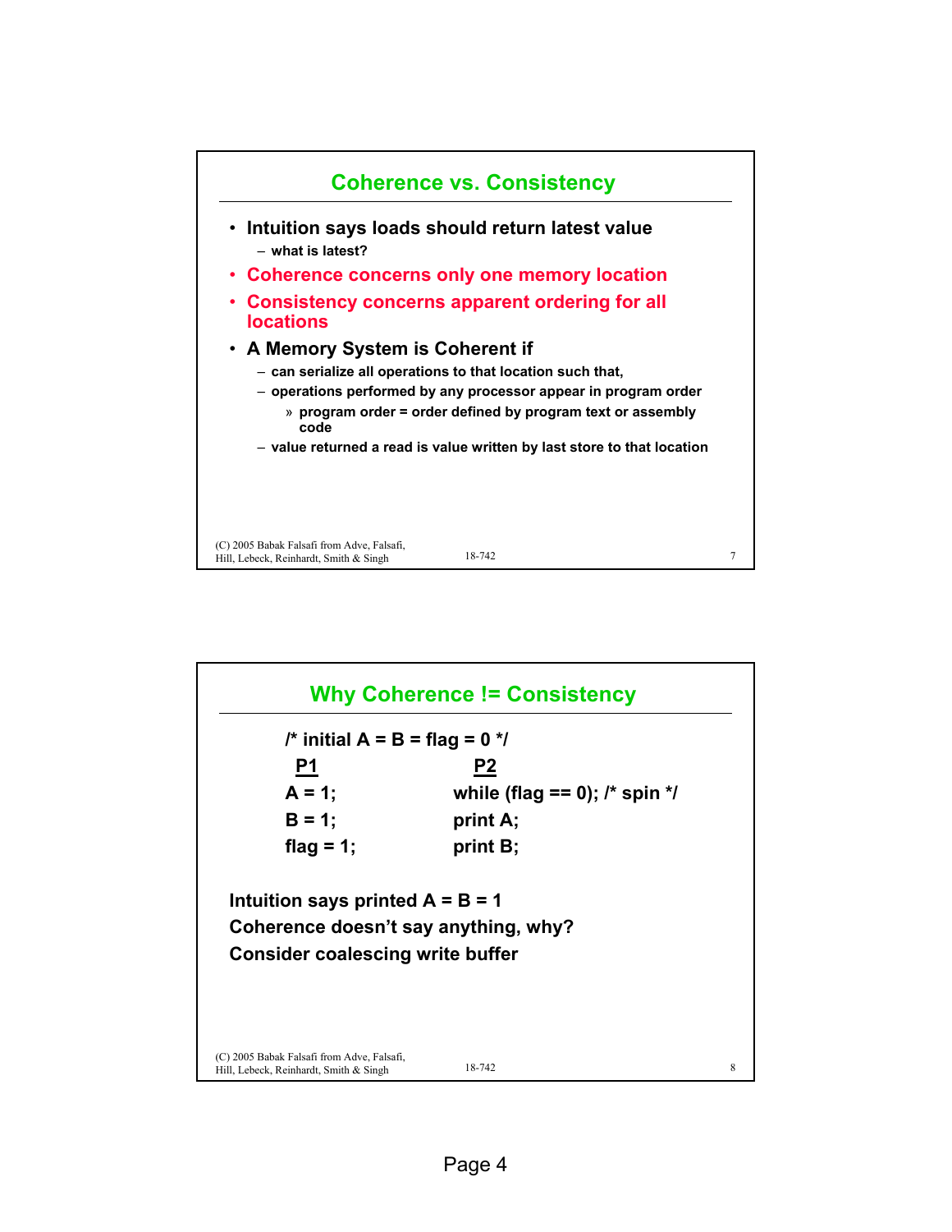## Coherence vs. Consistency

- Intuition says loads should return latest value
  - what is latest?
- Coherence concerns only one memory location
- Consistency concerns apparent ordering for all locations
- A Memory System is Coherent if
  - can serialize all operations to that location such that,
  - operations performed by any processor appear in program order
    - » program order = order defined by program text or assembly code
  - value returned a read is value written by last store to that location

(C) 2005 Babak Falsafi from Adve, Falsafi, Hill, Lebeck, Reinhardt, Smith & Singh — 18-742

## Why Coherence != Consistency

```
/* initial A = B = flag = 0 */
P1              P2
A = 1;          while (flag == 0); /* spin */
B = 1;          print A;
flag = 1;       print B;
```

Intuition says printed A = B = 1

Coherence doesn't say anything, why?

Consider coalescing write buffer

(C) 2005 Babak Falsafi from Adve, Falsafi, Hill, Lebeck, Reinhardt, Smith & Singh — 18-742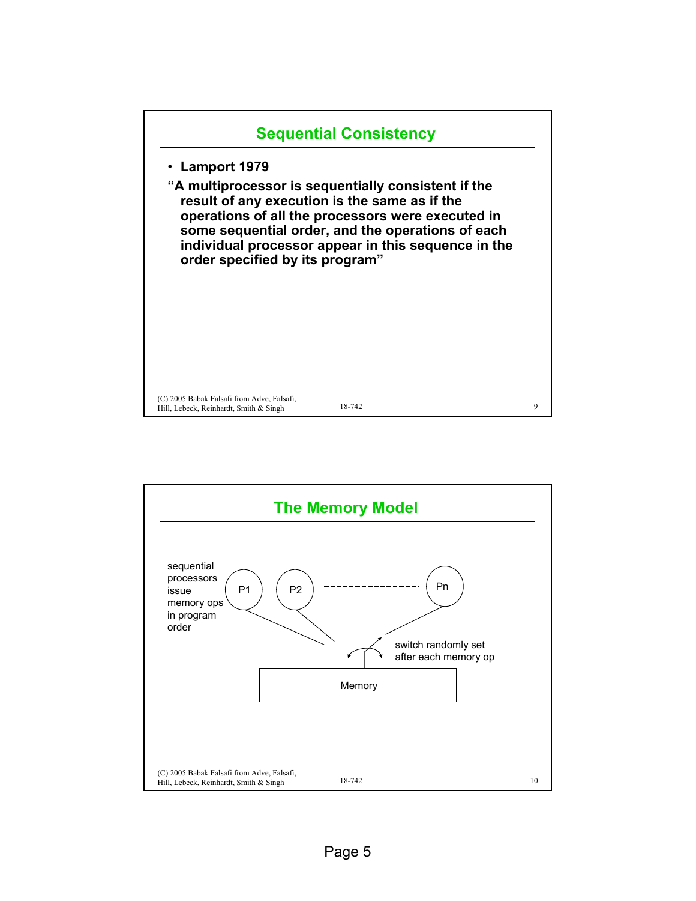## Sequential Consistency

- **Lamport 1979**

**"A multiprocessor is sequentially consistent if the result of any execution is the same as if the operations of all the processors were executed in some sequential order, and the operations of each individual processor appear in this sequence in the order specified by its program"**

## The Memory Model

sequential processors issue memory ops in program order

P1 P2 ---------------- Pn

switch randomly set after each memory op

Memory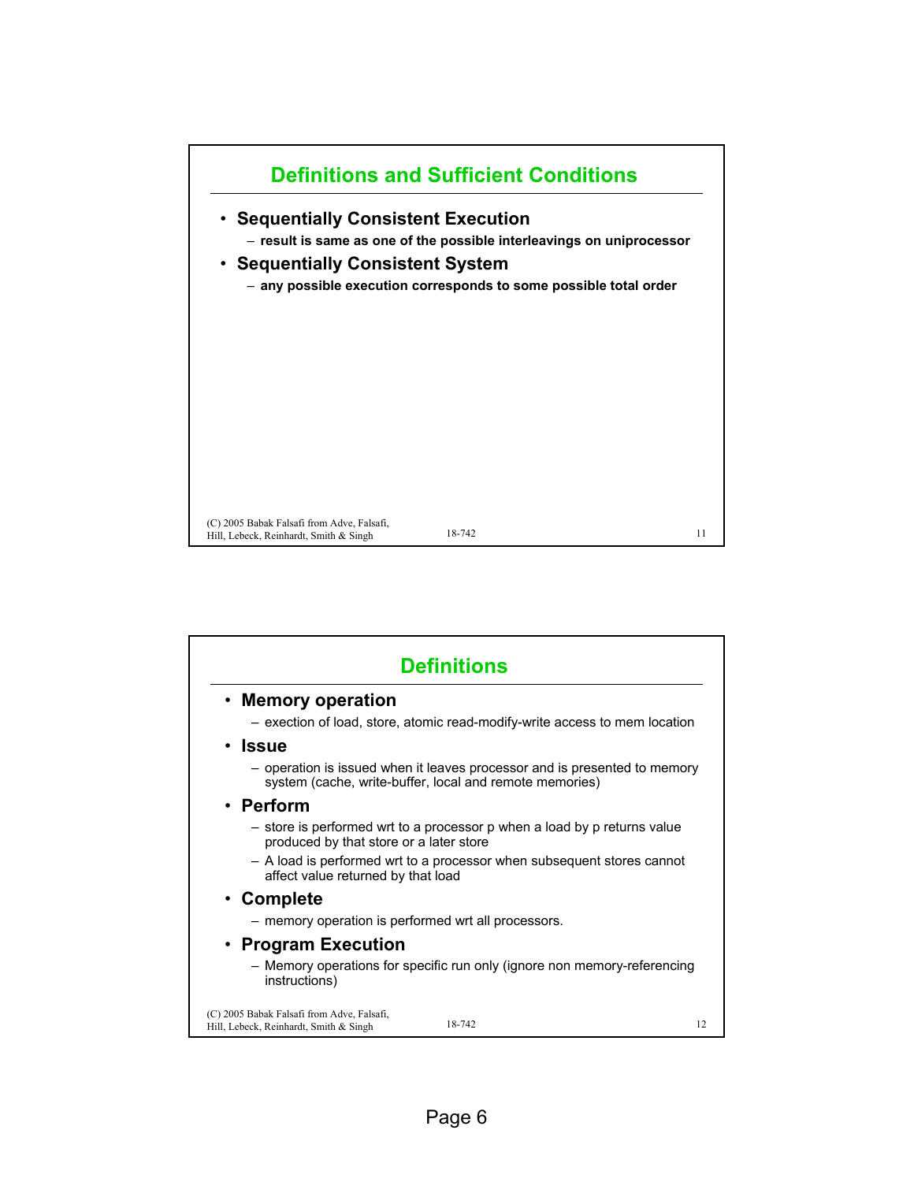## Definitions and Sufficient Conditions

- **Sequentially Consistent Execution**
  - **result is same as one of the possible interleavings on uniprocessor**
- **Sequentially Consistent System**
  - **any possible execution corresponds to some possible total order**

## Definitions

- **Memory operation**
  - exection of load, store, atomic read-modify-write access to mem location
- **Issue**
  - operation is issued when it leaves processor and is presented to memory system (cache, write-buffer, local and remote memories)
- **Perform**
  - store is performed wrt to a processor p when a load by p returns value produced by that store or a later store
  - A load is performed wrt to a processor when subsequent stores cannot affect value returned by that load
- **Complete**
  - memory operation is performed wrt all processors.
- **Program Execution**
  - Memory operations for specific run only (ignore non memory-referencing instructions)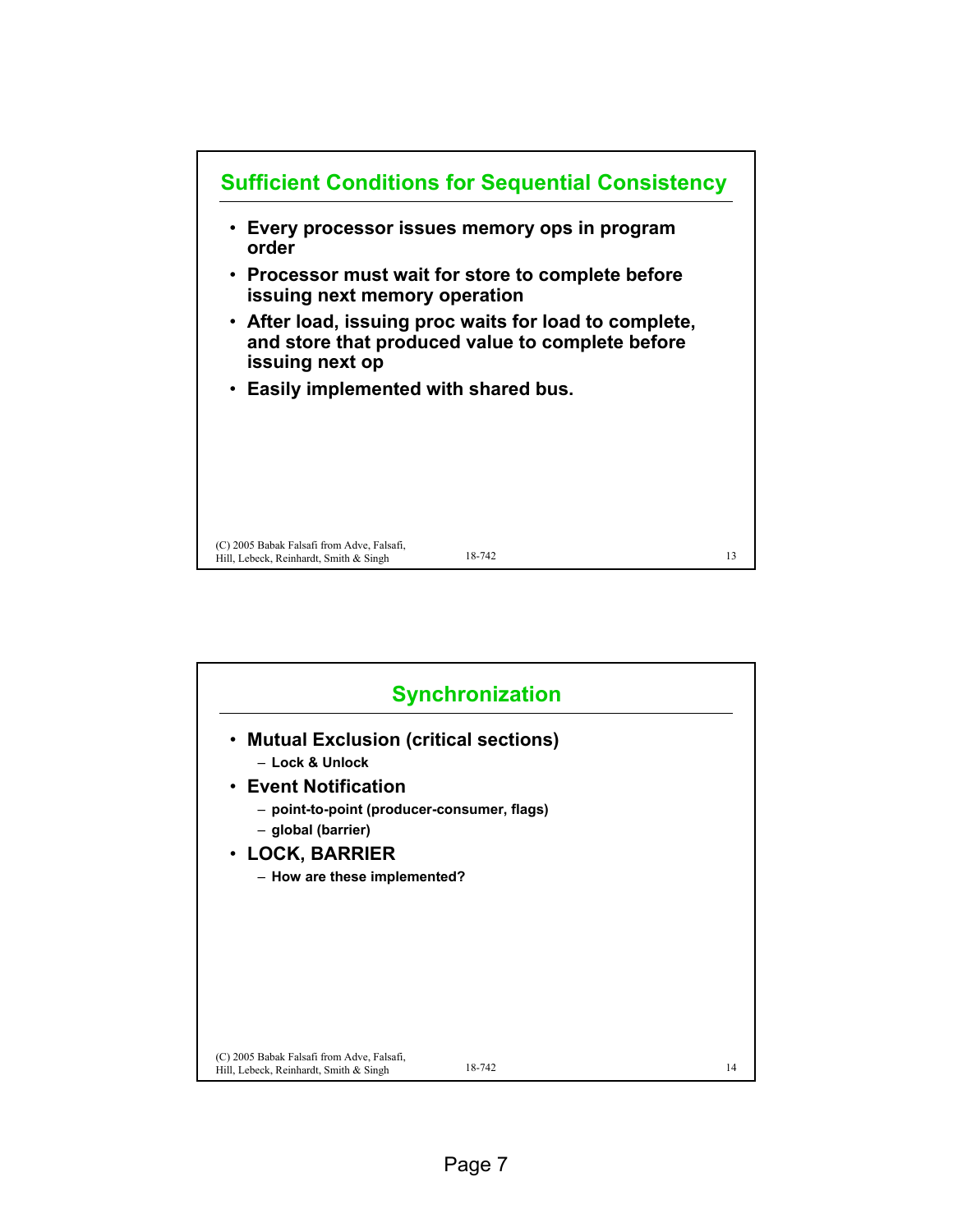## Sufficient Conditions for Sequential Consistency

- **Every processor issues memory ops in program order**
- **Processor must wait for store to complete before issuing next memory operation**
- **After load, issuing proc waits for load to complete, and store that produced value to complete before issuing next op**
- **Easily implemented with shared bus.**

(C) 2005 Babak Falsafi from Adve, Falsafi, Hill, Lebeck, Reinhardt, Smith & Singh

## Synchronization

- **Mutual Exclusion (critical sections)**
  - **Lock & Unlock**
- **Event Notification**
  - **point-to-point (producer-consumer, flags)**
  - **global (barrier)**
- **LOCK, BARRIER**
  - **How are these implemented?**

(C) 2005 Babak Falsafi from Adve, Falsafi, Hill, Lebeck, Reinhardt, Smith & Singh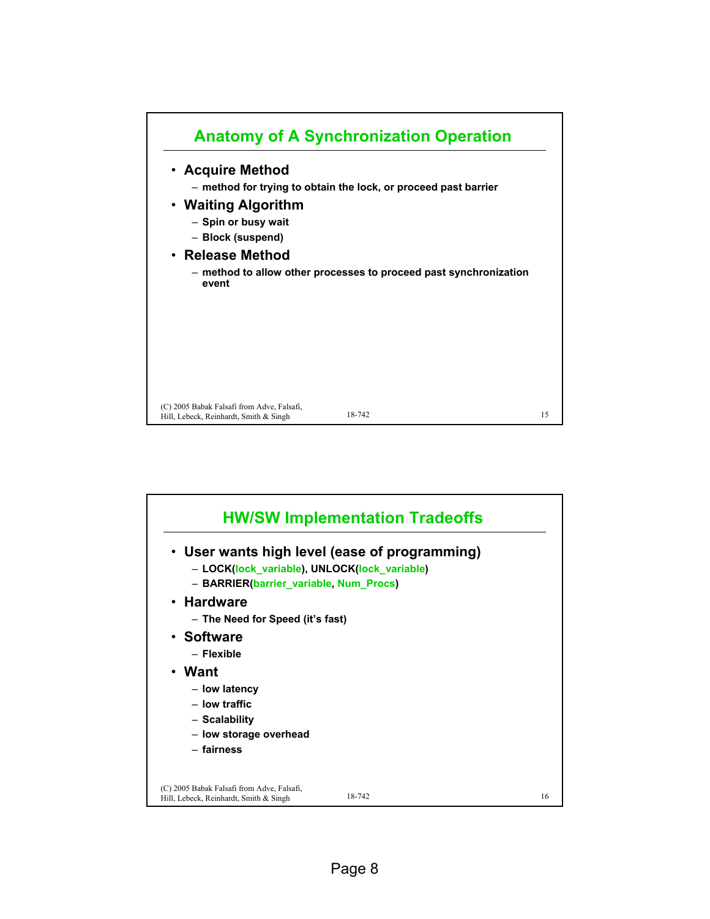## Anatomy of A Synchronization Operation

- **Acquire Method**
  - method for trying to obtain the lock, or proceed past barrier
- **Waiting Algorithm**
  - Spin or busy wait
  - Block (suspend)
- **Release Method**
  - method to allow other processes to proceed past synchronization event

(C) 2005 Babak Falsafi from Adve, Falsafi, Hill, Lebeck, Reinhardt, Smith & Singh

## HW/SW Implementation Tradeoffs

- **User wants high level (ease of programming)**
  - LOCK(lock_variable), UNLOCK(lock_variable)
  - BARRIER(barrier_variable, Num_Procs)
- **Hardware**
  - The Need for Speed (it's fast)
- **Software**
  - Flexible
- **Want**
  - low latency
  - low traffic
  - Scalability
  - low storage overhead
  - fairness

(C) 2005 Babak Falsafi from Adve, Falsafi, Hill, Lebeck, Reinhardt, Smith & Singh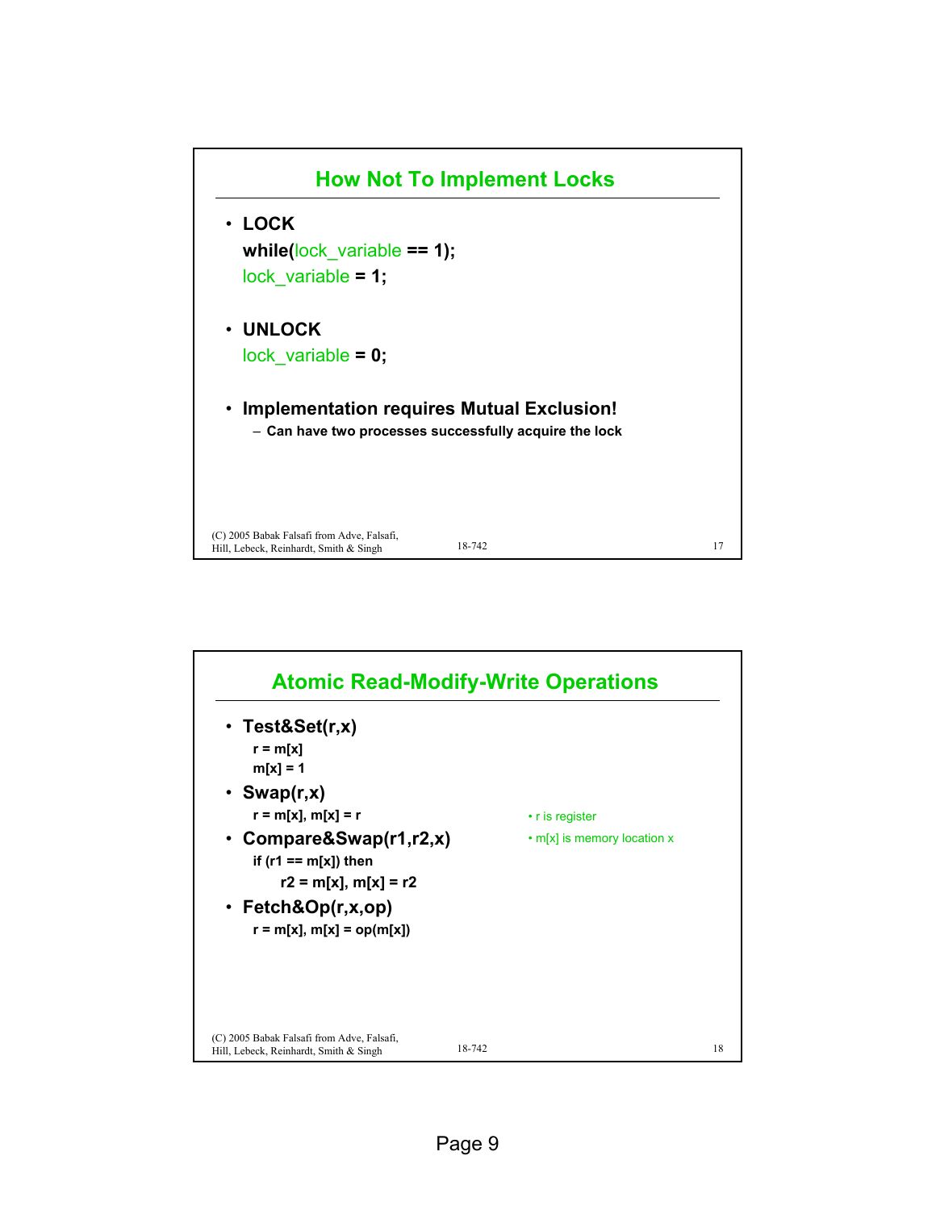## How Not To Implement Locks

- **LOCK**

```
while(lock_variable == 1);
lock_variable = 1;
```

- **UNLOCK**

```
lock_variable = 0;
```

- **Implementation requires Mutual Exclusion!**
  - Can have two processes successfully acquire the lock

## Atomic Read-Modify-Write Operations

- **Test&Set(r,x)**

```
r = m[x]
m[x] = 1
```

- **Swap(r,x)**

```
r = m[x], m[x] = r
```

- **Compare&Swap(r1,r2,x)**

```
if (r1 == m[x]) then
    r2 = m[x], m[x] = r2
```

- **Fetch&Op(r,x,op)**

```
r = m[x], m[x] = op(m[x])
```

- r is register
- m[x] is memory location x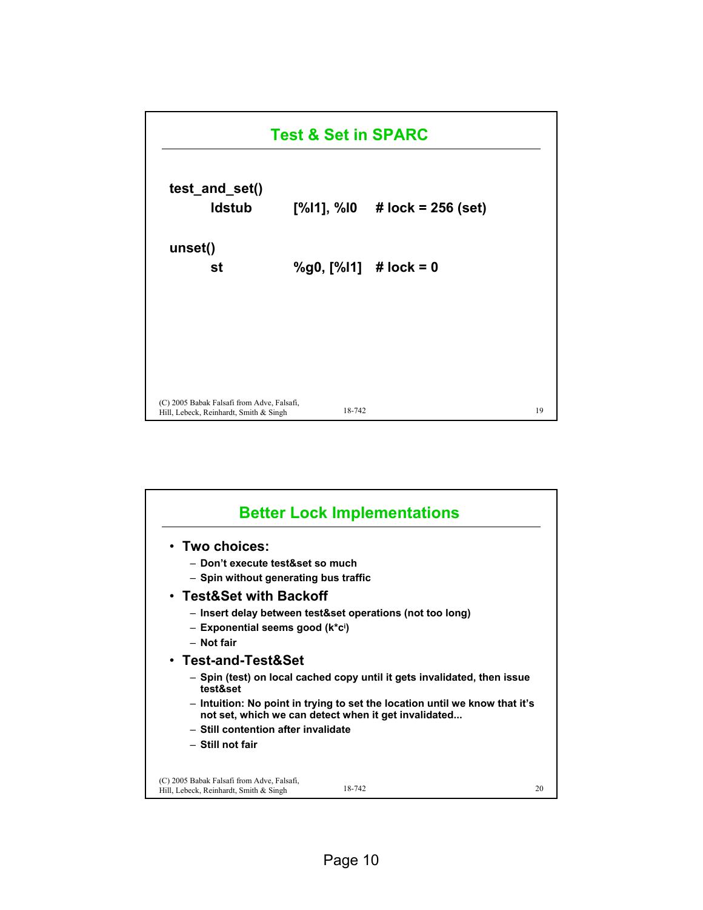## Test & Set in SPARC

```
test_and_set()
        ldstub      [%l1], %l0    # lock = 256 (set)

unset()
        st          %g0, [%l1]    # lock = 0
```

## Better Lock Implementations

- **Two choices:**
  - Don't execute test&set so much
  - Spin without generating bus traffic
- **Test&Set with Backoff**
  - Insert delay between test&set operations (not too long)
  - Exponential seems good ($k*c^i$)
  - Not fair
- **Test-and-Test&Set**
  - Spin (test) on local cached copy until it gets invalidated, then issue test&set
  - Intuition: No point in trying to set the location until we know that it's not set, which we can detect when it get invalidated...
  - Still contention after invalidate
  - Still not fair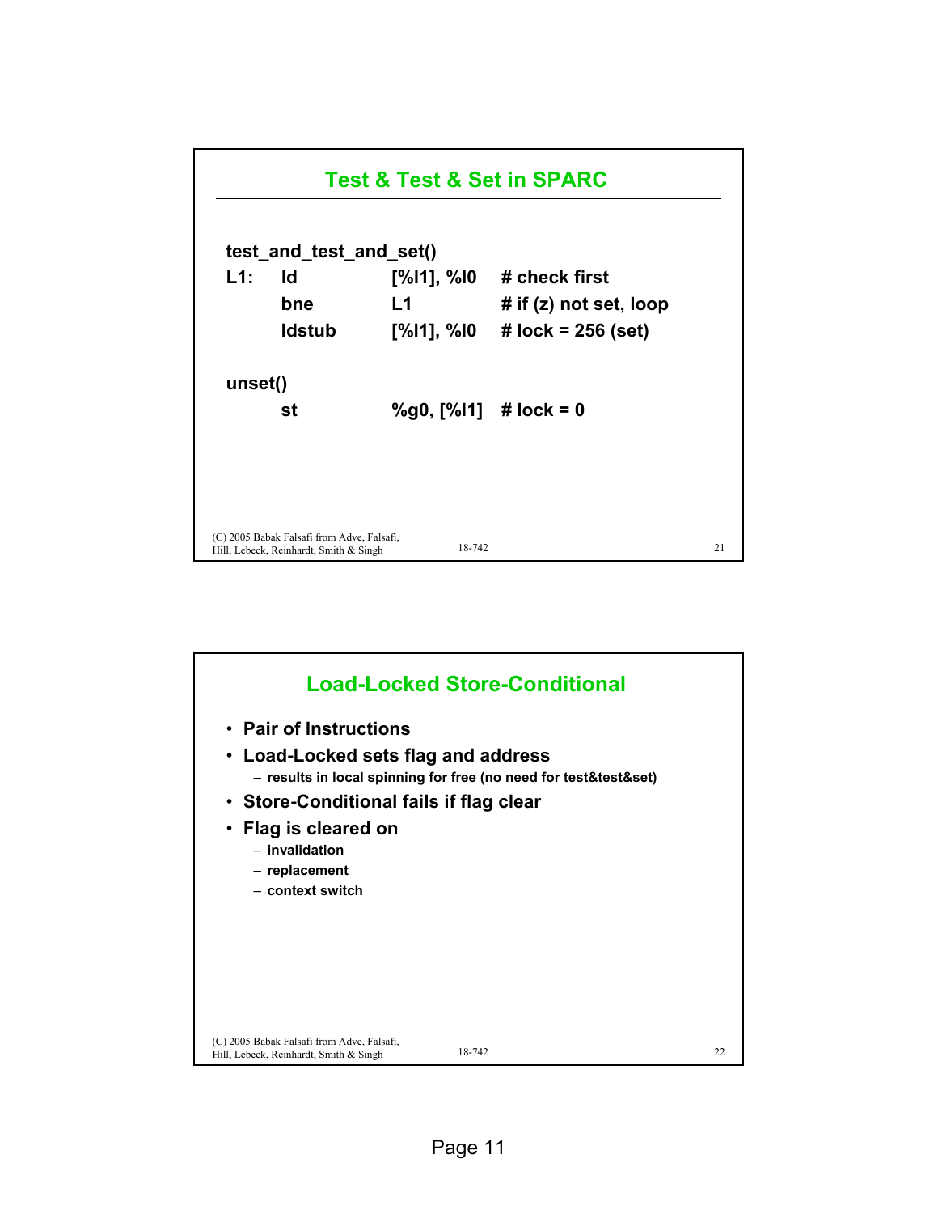## Test & Test & Set in SPARC

```
test_and_test_and_set()
L1:     ld          [%l1], %l0     # check first
        bne         L1             # if (z) not set, loop
        ldstub      [%l1], %l0     # lock = 256 (set)

unset()
        st          %g0, [%l1]     # lock = 0
```

## Load-Locked Store-Conditional

- Pair of Instructions
- Load-Locked sets flag and address
  - results in local spinning for free (no need for test&test&set)
- Store-Conditional fails if flag clear
- Flag is cleared on
  - invalidation
  - replacement
  - context switch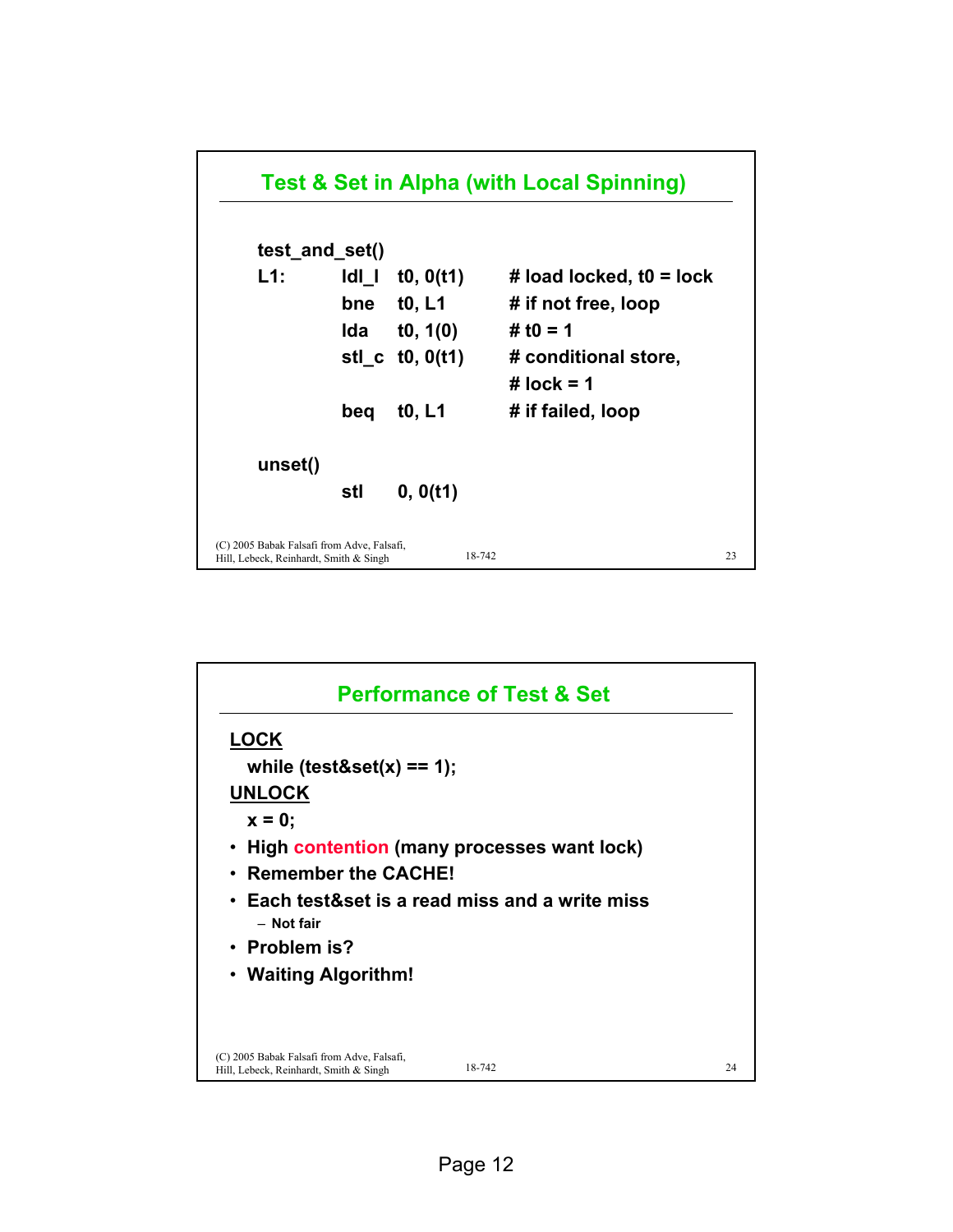## Test & Set in Alpha (with Local Spinning)

```
test_and_set()
L1:     ldl_l   t0, 0(t1)     # load locked, t0 = lock
        bne     t0, L1        # if not free, loop
        lda     t0, 1(0)      # t0 = 1
        stl_c   t0, 0(t1)     # conditional store,
                              # lock = 1
        beq     t0, L1        # if failed, loop

unset()
        stl     0, 0(t1)
```

(C) 2005 Babak Falsafi from Adve, Falsafi, Hill, Lebeck, Reinhardt, Smith & Singh

## Performance of Test & Set

**LOCK**

```
while (test&set(x) == 1);
```

**UNLOCK**

```
x = 0;
```

- High contention (many processes want lock)
- Remember the CACHE!
- Each test&set is a read miss and a write miss
  - Not fair
- Problem is?
- Waiting Algorithm!

(C) 2005 Babak Falsafi from Adve, Falsafi, Hill, Lebeck, Reinhardt, Smith & Singh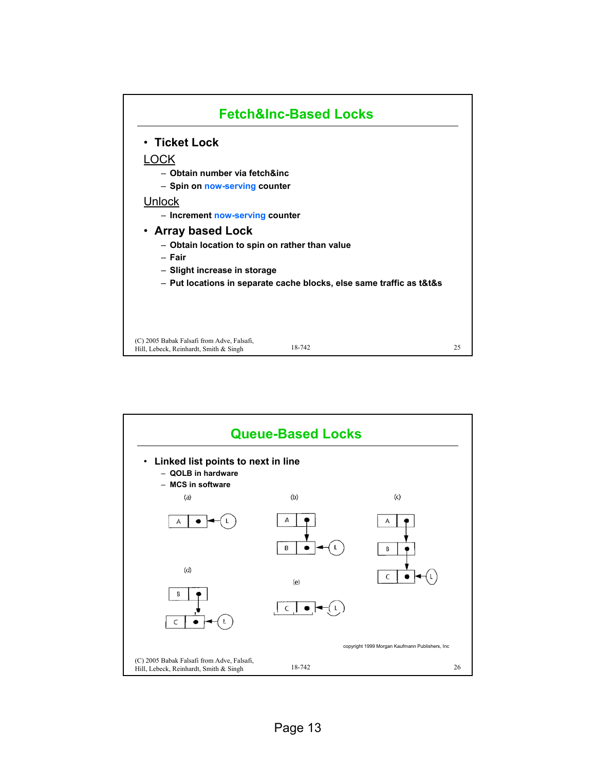## Fetch&Inc-Based Locks

- **Ticket Lock**

LOCK

- Obtain number via fetch&inc
- Spin on now-serving counter

Unlock

- Increment now-serving counter

- **Array based Lock**
  - Obtain location to spin on rather than value
  - Fair
  - Slight increase in storage
  - Put locations in separate cache blocks, else same traffic as t&t&s

(C) 2005 Babak Falsafi from Adve, Falsafi, Hill, Lebeck, Reinhardt, Smith & Singh

## Queue-Based Locks

- **Linked list points to next in line**
  - QOLB in hardware
  - MCS in software

(a) A → L

(b) A → B → L

(c) A → B → C → L

(d) B → C → L

(e) C → L

copyright 1999 Morgan Kaufmann Publishers, Inc

(C) 2005 Babak Falsafi from Adve, Falsafi, Hill, Lebeck, Reinhardt, Smith & Singh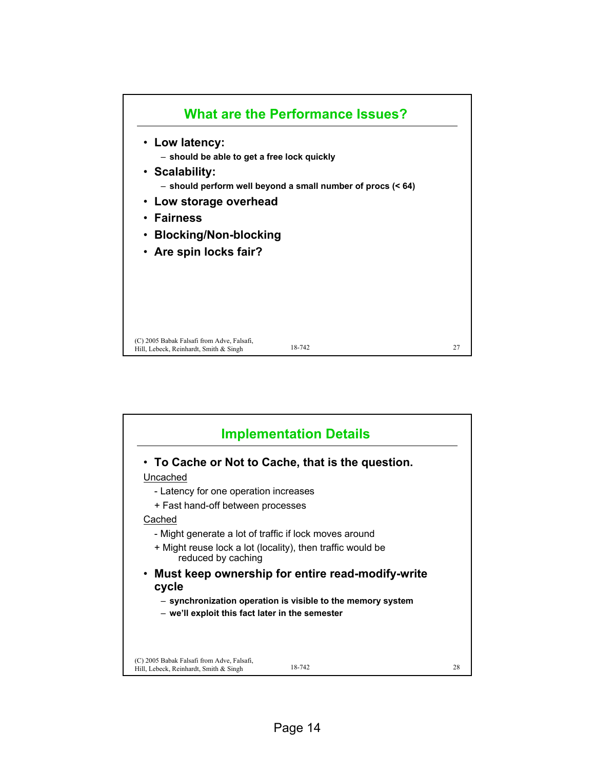## What are the Performance Issues?

- **Low latency:**
  - **should be able to get a free lock quickly**
- **Scalability:**
  - **should perform well beyond a small number of procs (< 64)**
- **Low storage overhead**
- **Fairness**
- **Blocking/Non-blocking**
- **Are spin locks fair?**

## Implementation Details

- **To Cache or Not to Cache, that is the question.**

Uncached

- Latency for one operation increases

+ Fast hand-off between processes

Cached

- Might generate a lot of traffic if lock moves around

+ Might reuse lock a lot (locality), then traffic would be reduced by caching

- **Must keep ownership for entire read-modify-write cycle**
  - **synchronization operation is visible to the memory system**
  - **we'll exploit this fact later in the semester**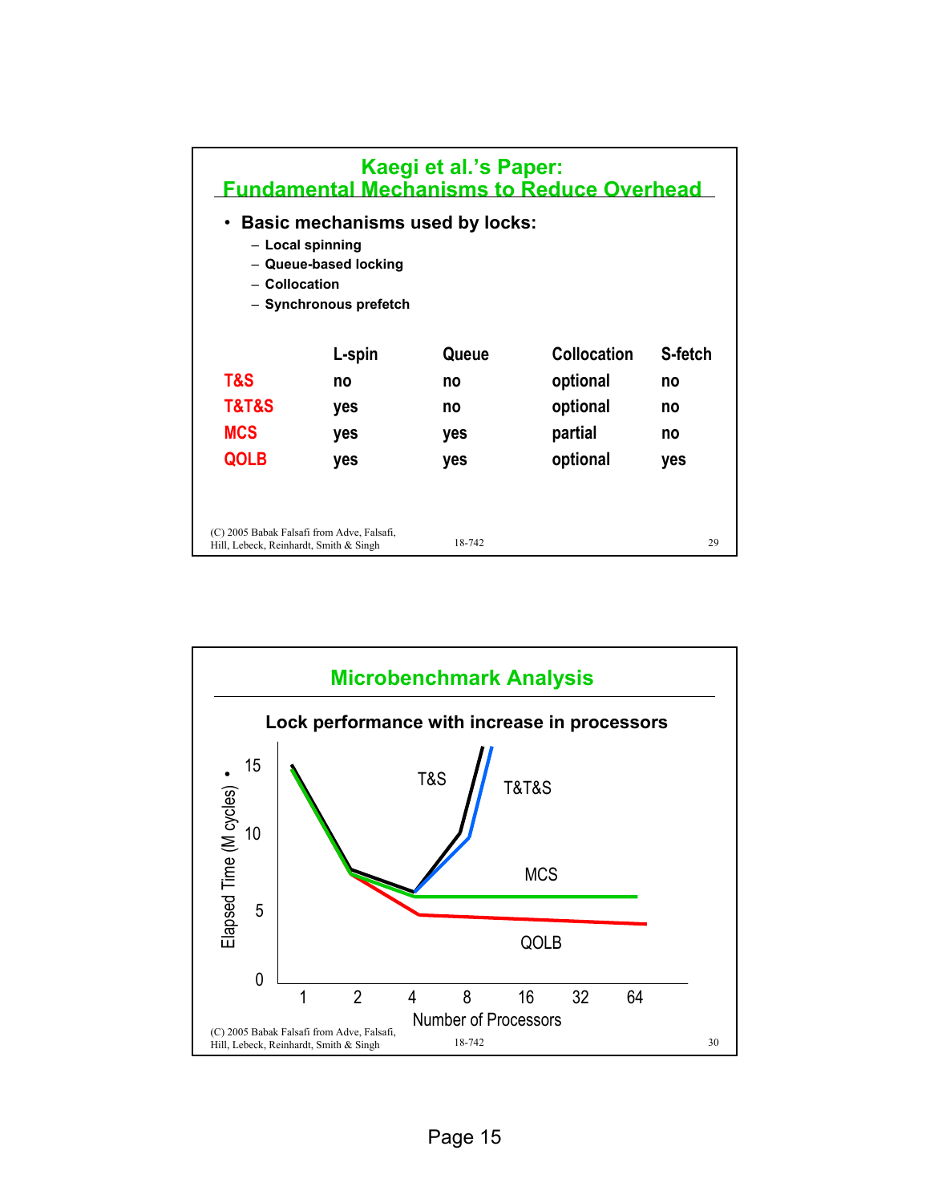## Kaegi et al.'s Paper: Fundamental Mechanisms to Reduce Overhead

- **Basic mechanisms used by locks:**
  - Local spinning
  - Queue-based locking
  - Collocation
  - Synchronous prefetch

| | L-spin | Queue | Collocation | S-fetch |
|---|---|---|---|---|
| T&S | no | no | optional | no |
| T&T&S | yes | no | optional | no |
| MCS | yes | yes | partial | no |
| QOLB | yes | yes | optional | yes |

(C) 2005 Babak Falsafi from Adve, Falsafi, Hill, Lebeck, Reinhardt, Smith & Singh

## Microbenchmark Analysis

**Lock performance with increase in processors**

Elapsed Time (M cycles): 0, 5, 10, 15

Number of Processors: 1, 2, 4, 8, 16, 32, 64

T&S, T&T&S, MCS, QOLB

(C) 2005 Babak Falsafi from Adve, Falsafi, Hill, Lebeck, Reinhardt, Smith & Singh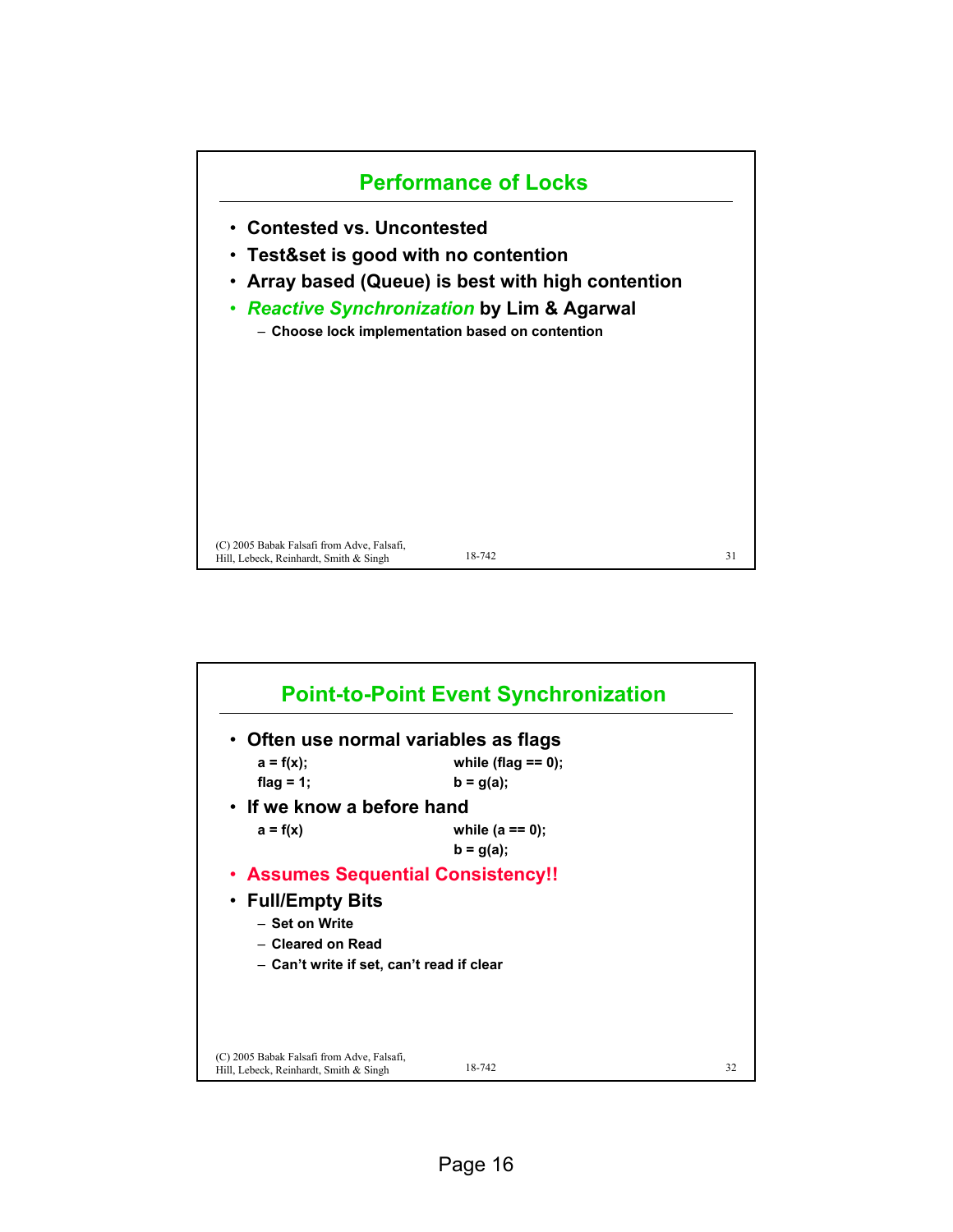## Performance of Locks

- Contested vs. Uncontested
- Test&set is good with no contention
- Array based (Queue) is best with high contention
- *Reactive Synchronization* by Lim & Agarwal
  - Choose lock implementation based on contention

## Point-to-Point Event Synchronization

- Often use normal variables as flags

```
a = f(x);                while (flag == 0);
flag = 1;                b = g(a);
```

- If we know a before hand

```
a = f(x)                 while (a == 0);
                         b = g(a);
```

- **Assumes Sequential Consistency!!**
- Full/Empty Bits
  - Set on Write
  - Cleared on Read
  - Can't write if set, can't read if clear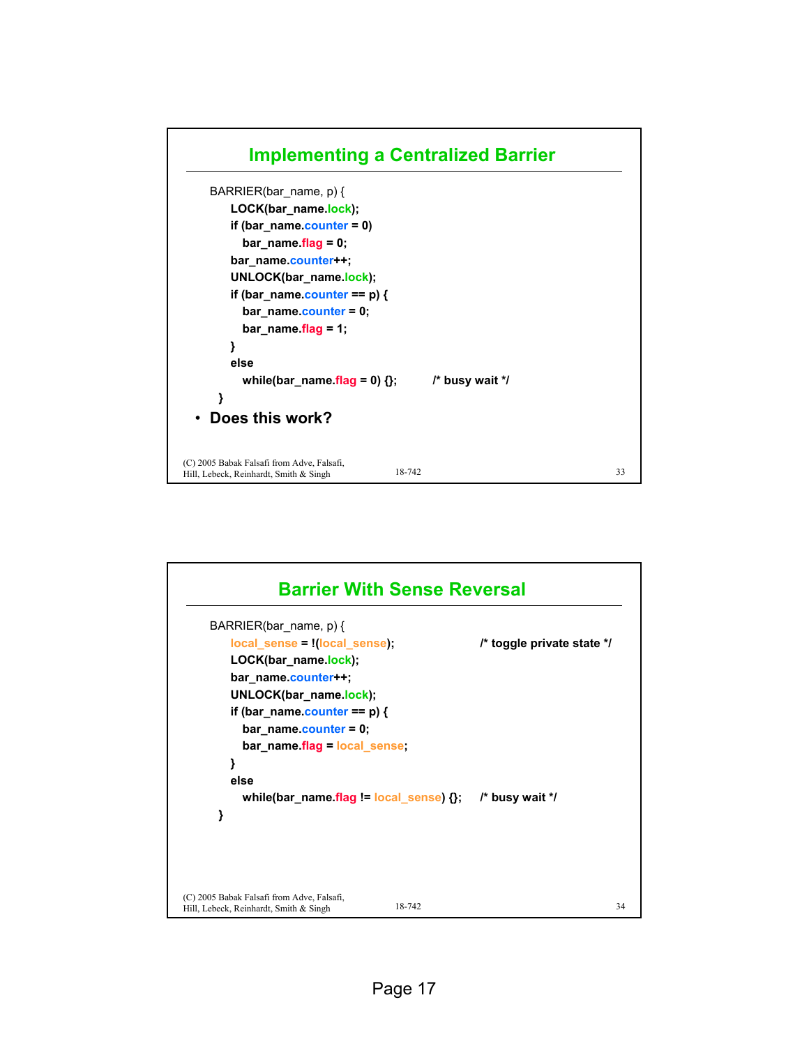## Implementing a Centralized Barrier

```
BARRIER(bar_name, p) {
    LOCK(bar_name.lock);
    if (bar_name.counter = 0)
        bar_name.flag = 0;
    bar_name.counter++;
    UNLOCK(bar_name.lock);
    if (bar_name.counter == p) {
        bar_name.counter = 0;
        bar_name.flag = 1;
    }
    else
        while(bar_name.flag = 0) {};        /* busy wait */
}
```

- **Does this work?**

(C) 2005 Babak Falsafi from Adve, Falsafi, Hill, Lebeck, Reinhardt, Smith & Singh

## Barrier With Sense Reversal

```
BARRIER(bar_name, p) {
    local_sense = !(local_sense);                 /* toggle private state */
    LOCK(bar_name.lock);
    bar_name.counter++;
    UNLOCK(bar_name.lock);
    if (bar_name.counter == p) {
        bar_name.counter = 0;
        bar_name.flag = local_sense;
    }
    else
        while(bar_name.flag != local_sense) {};   /* busy wait */
}
```

(C) 2005 Babak Falsafi from Adve, Falsafi, Hill, Lebeck, Reinhardt, Smith & Singh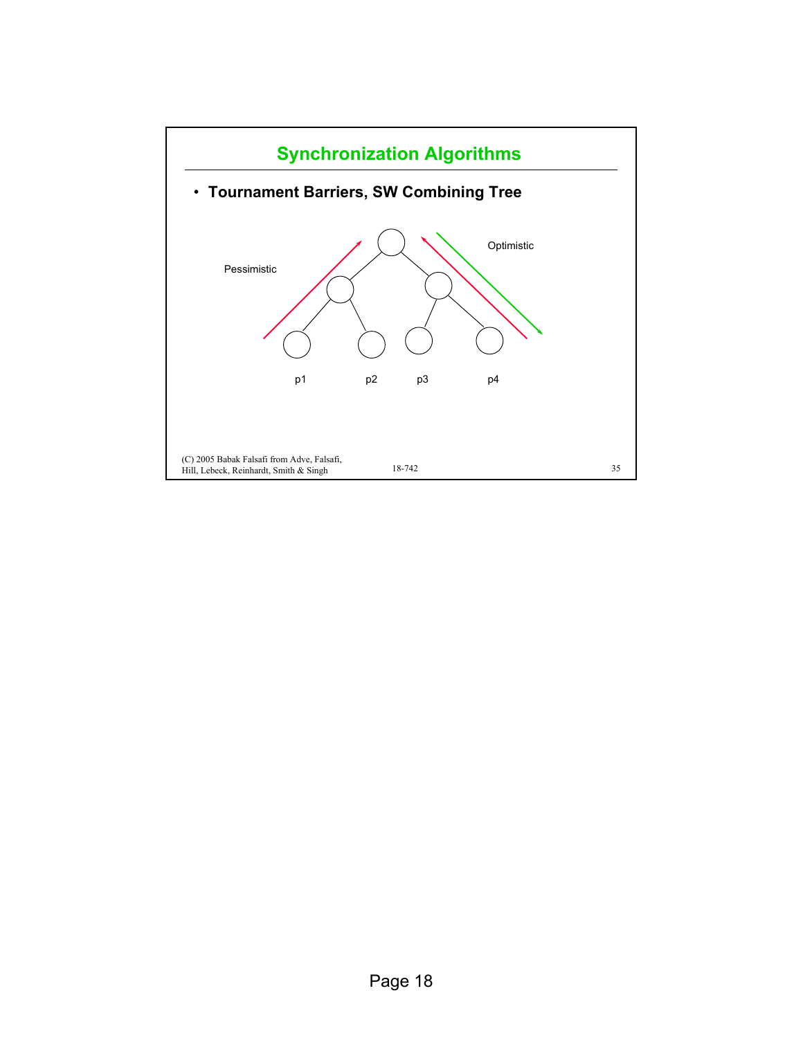## Synchronization Algorithms

- **Tournament Barriers, SW Combining Tree**

Pessimistic

Optimistic

p1

p2

p3

p4

(C) 2005 Babak Falsafi from Adve, Falsafi, Hill, Lebeck, Reinhardt, Smith & Singh